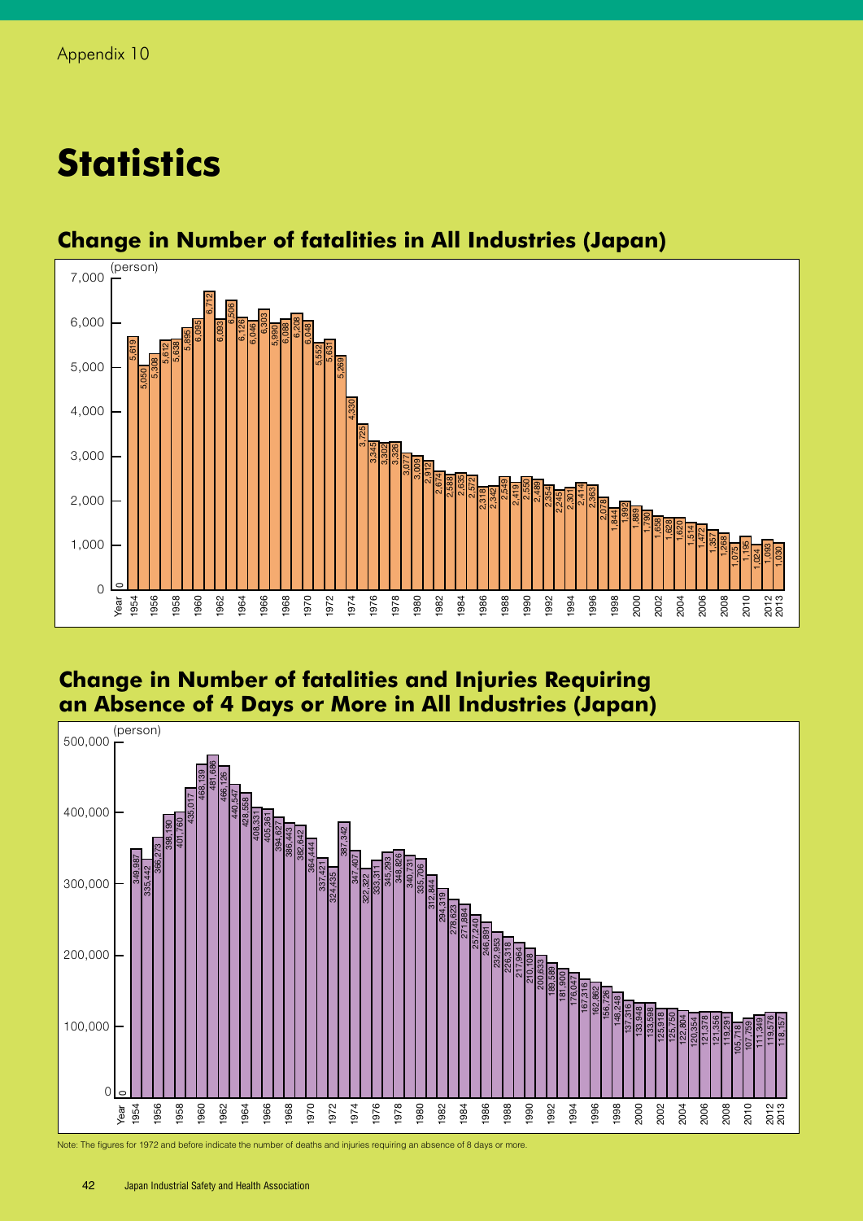Appendix 10

# Statistics

## Change in Number of fatalities in All Industries (Japan)

(person)

| Year | Fatalities |
|---|---|
| 1954 | 5,619 |
| 1955 | 5,050 |
| 1956 | 5,308 |
| 1957 | 5,612 |
| 1958 | 5,638 |
| 1959 | 5,895 |
| 1960 | 6,095 |
| 1961 | 6,712 |
| 1962 | 6,093 |
| 1963 | 6,506 |
| 1964 | 6,126 |
| 1965 | 6,046 |
| 1966 | 6,303 |
| 1967 | 5,990 |
| 1968 | 6,088 |
| 1969 | 6,208 |
| 1970 | 6,048 |
| 1971 | 5,552 |
| 1972 | 5,631 |
| 1973 | 5,269 |
| 1974 | 4,330 |
| 1975 | 3,725 |
| 1976 | 3,345 |
| 1977 | 3,302 |
| 1978 | 3,326 |
| 1979 | 3,077 |
| 1980 | 3,009 |
| 1981 | 2,912 |
| 1982 | 2,674 |
| 1983 | 2,588 |
| 1984 | 2,635 |
| 1985 | 2,572 |
| 1986 | 2,318 |
| 1987 | 2,342 |
| 1988 | 2,549 |
| 1989 | 2,419 |
| 1990 | 2,550 |
| 1991 | 2,489 |
| 1992 | 2,354 |
| 1993 | 2,245 |
| 1994 | 2,301 |
| 1995 | 2,414 |
| 1996 | 2,363 |
| 1997 | 2,078 |
| 1998 | 1,844 |
| 1999 | 1,992 |
| 2000 | 1,889 |
| 2001 | 1,790 |
| 2002 | 1,658 |
| 2003 | 1,628 |
| 2004 | 1,620 |
| 2005 | 1,514 |
| 2006 | 1,472 |
| 2007 | 1,357 |
| 2008 | 1,268 |
| 2009 | 1,075 |
| 2010 | 1,195 |
| 2011 | 1,024 |
| 2012 | 1,093 |
| 2013 | 1,030 |

## Change in Number of fatalities and Injuries Requiring an Absence of 4 Days or More in All Industries (Japan)

(person)

| Year | Fatalities and Injuries |
|---|---|
| 1954 | 349,987 |
| 1955 | 335,442 |
| 1956 | 366,273 |
| 1957 | 398,190 |
| 1958 | 401,760 |
| 1959 | 435,017 |
| 1960 | 468,139 |
| 1961 | 481,686 |
| 1962 | 466,126 |
| 1963 | 440,547 |
| 1964 | 428,558 |
| 1965 | 408,331 |
| 1966 | 405,361 |
| 1967 | 394,627 |
| 1968 | 386,443 |
| 1969 | 382,642 |
| 1970 | 364,444 |
| 1971 | 337,421 |
| 1972 | 324,435 |
| 1973 | 387,342 |
| 1974 | 347,407 |
| 1975 | 322,322 |
| 1976 | 333,311 |
| 1977 | 345,293 |
| 1978 | 348,826 |
| 1979 | 340,731 |
| 1980 | 335,706 |
| 1981 | 312,844 |
| 1982 | 294,319 |
| 1983 | 278,623 |
| 1984 | 271,884 |
| 1985 | 257,240 |
| 1986 | 246,891 |
| 1987 | 232,953 |
| 1988 | 226,318 |
| 1989 | 217,964 |
| 1990 | 210,108 |
| 1991 | 200,633 |
| 1992 | 189,589 |
| 1993 | 181,900 |
| 1994 | 176,047 |
| 1995 | 167,316 |
| 1996 | 162,862 |
| 1997 | 156,726 |
| 1998 | 148,248 |
| 1999 | 137,316 |
| 2000 | 133,948 |
| 2001 | 133,598 |
| 2002 | 125,918 |
| 2003 | 125,750 |
| 2004 | 122,804 |
| 2005 | 120,354 |
| 2006 | 121,378 |
| 2007 | 121,356 |
| 2008 | 119,291 |
| 2009 | 105,718 |
| 2010 | 107,759 |
| 2011 | 111,349 |
| 2012 | 119,576 |
| 2013 | 118,157 |

Note: The figures for 1972 and before indicate the number of deaths and injuries requiring an absence of 8 days or more.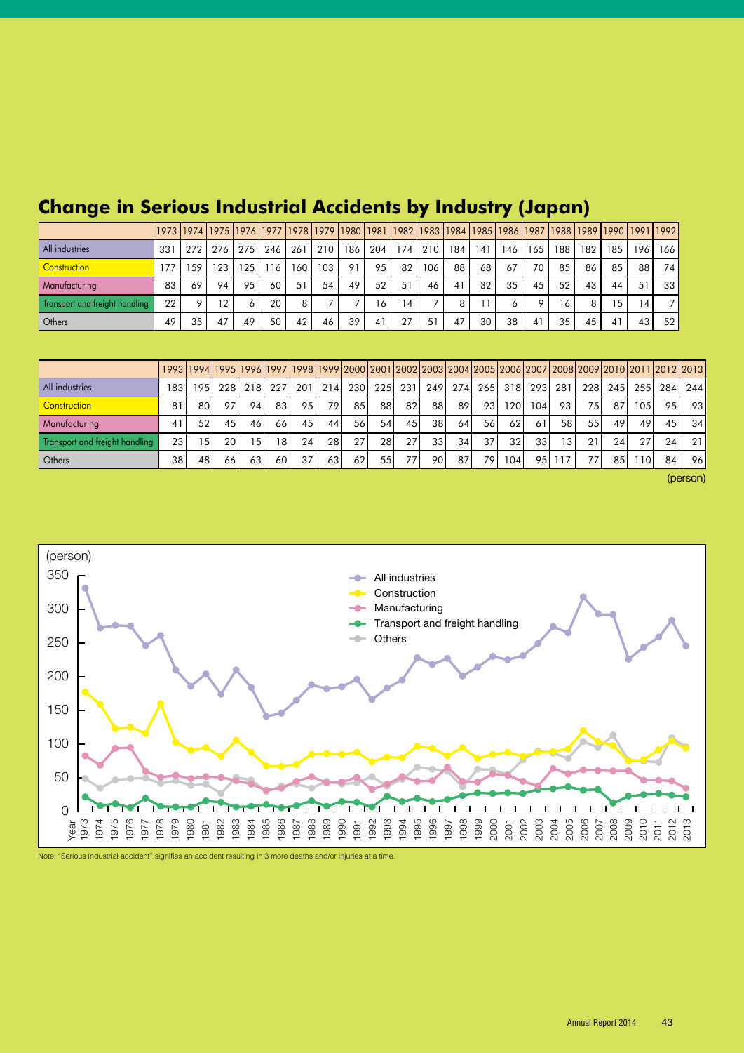## Change in Serious Industrial Accidents by Industry (Japan)

| | 1973 | 1974 | 1975 | 1976 | 1977 | 1978 | 1979 | 1980 | 1981 | 1982 | 1983 | 1984 | 1985 | 1986 | 1987 | 1988 | 1989 | 1990 | 1991 | 1992 |
|---|---|---|---|---|---|---|---|---|---|---|---|---|---|---|---|---|---|---|---|---|
| All industries | 331 | 272 | 276 | 275 | 246 | 261 | 210 | 186 | 204 | 174 | 210 | 184 | 141 | 146 | 165 | 188 | 182 | 185 | 196 | 166 |
| Construction | 177 | 159 | 123 | 125 | 116 | 160 | 103 | 91 | 95 | 82 | 106 | 88 | 68 | 67 | 70 | 85 | 86 | 85 | 88 | 74 |
| Manufacturing | 83 | 69 | 94 | 95 | 60 | 51 | 54 | 49 | 52 | 51 | 46 | 41 | 32 | 35 | 45 | 52 | 43 | 44 | 51 | 33 |
| Transport and freight handling | 22 | 9 | 12 | 6 | 20 | 8 | 7 | 7 | 16 | 14 | 7 | 8 | 11 | 6 | 9 | 16 | 8 | 15 | 14 | 7 |
| Others | 49 | 35 | 47 | 49 | 50 | 42 | 46 | 39 | 41 | 27 | 51 | 47 | 30 | 38 | 41 | 35 | 45 | 41 | 43 | 52 |

| | 1993 | 1994 | 1995 | 1996 | 1997 | 1998 | 1999 | 2000 | 2001 | 2002 | 2003 | 2004 | 2005 | 2006 | 2007 | 2008 | 2009 | 2010 | 2011 | 2012 | 2013 |
|---|---|---|---|---|---|---|---|---|---|---|---|---|---|---|---|---|---|---|---|---|---|
| All industries | 183 | 195 | 228 | 218 | 227 | 201 | 214 | 230 | 225 | 231 | 249 | 274 | 265 | 318 | 293 | 281 | 228 | 245 | 255 | 284 | 244 |
| Construction | 81 | 80 | 97 | 94 | 83 | 95 | 79 | 85 | 88 | 82 | 88 | 89 | 93 | 120 | 104 | 93 | 75 | 87 | 105 | 95 | 93 |
| Manufacturing | 41 | 52 | 45 | 46 | 66 | 45 | 44 | 56 | 54 | 45 | 38 | 64 | 56 | 62 | 61 | 58 | 55 | 49 | 49 | 45 | 34 |
| Transport and freight handling | 23 | 15 | 20 | 15 | 18 | 24 | 28 | 27 | 28 | 27 | 33 | 34 | 37 | 32 | 33 | 13 | 21 | 24 | 27 | 24 | 21 |
| Others | 38 | 48 | 66 | 63 | 60 | 37 | 63 | 62 | 55 | 77 | 90 | 87 | 79 | 104 | 95 | 117 | 77 | 85 | 110 | 84 | 96 |

(person)

Note: "Serious industrial accident" signifies an accident resulting in 3 more deaths and/or injuries at a time.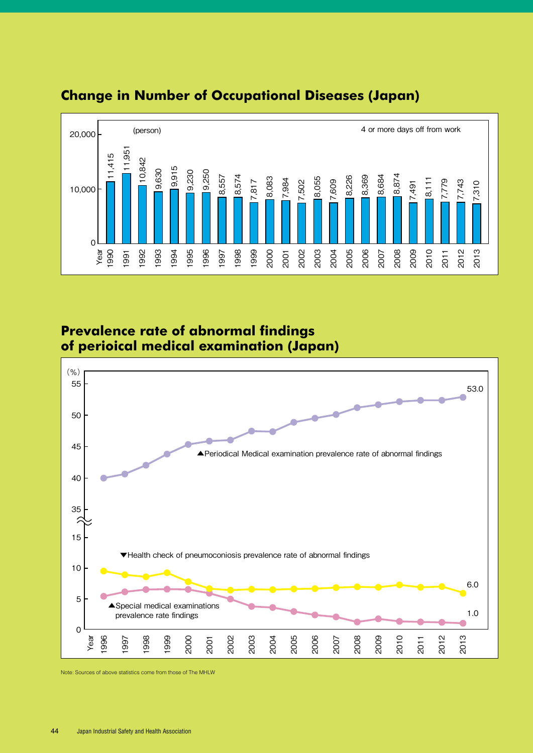## Change in Number of Occupational Diseases (Japan)

(person)

4 or more days off from work

20,000
10,000
0

11,415
11,951
10,842
9,630
9,915
9,230
9,250
8,557
8,574
7,817
8,083
7,984
7,502
8,055
7,609
8,226
8,369
8,684
8,874
7,491
8,111
7,779
7,743
7,310

Year
1990
1991
1992
1993
1994
1995
1996
1997
1998
1999
2000
2001
2002
2003
2004
2005
2006
2007
2008
2009
2010
2011
2012
2013

## Prevalence rate of abnormal findings of perioical medical examination (Japan)

(%)

55
50
45
40
35
15
10
5
0

53.0

▲Periodical Medical examination prevalence rate of abnormal findings

▼Health check of pneumoconiosis prevalence rate of abnormal findings

6.0

▲Special medical examinations prevalence rate findings

1.0

Year
1996
1997
1998
1999
2000
2001
2002
2003
2004
2005
2006
2007
2008
2009
2010
2011
2012
2013

Note: Sources of above statistics come from those of The MHLW